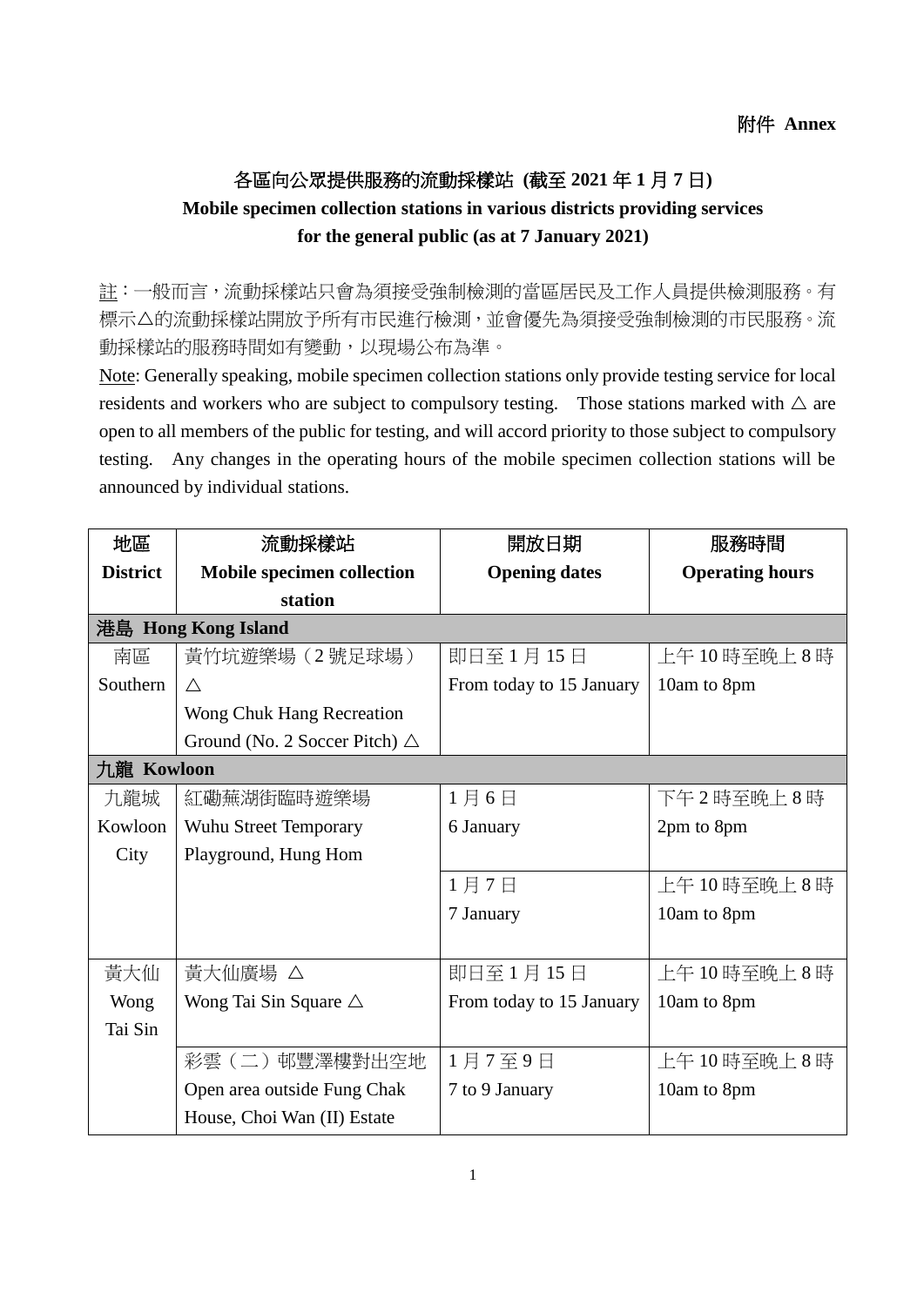附件 **Annex**

## 各區向公眾提供服務的流動採樣站 (截至 2021 年 1 月 7 日)
## Mobile specimen collection stations in various districts providing services for the general public (as at 7 January 2021)

註：一般而言，流動採樣站只會為須接受強制檢測的當區居民及工作人員提供檢測服務。有標示△的流動採樣站開放予所有市民進行檢測，並會優先為須接受強制檢測的市民服務。流動採樣站的服務時間如有變動，以現場公布為準。

Note: Generally speaking, mobile specimen collection stations only provide testing service for local residents and workers who are subject to compulsory testing. Those stations marked with △ are open to all members of the public for testing, and will accord priority to those subject to compulsory testing. Any changes in the operating hours of the mobile specimen collection stations will be announced by individual stations.

| 地區 **District** | 流動採樣站 **Mobile specimen collection station** | 開放日期 **Opening dates** | 服務時間 **Operating hours** |
|---|---|---|---|
| **港島 Hong Kong Island** | | | |
| 南區 Southern | 黃竹坑遊樂場（2 號足球場）△ Wong Chuk Hang Recreation Ground (No. 2 Soccer Pitch) △ | 即日至 1 月 15 日 From today to 15 January | 上午 10 時至晚上 8 時 10am to 8pm |
| **九龍 Kowloon** | | | |
| 九龍城 Kowloon City | 紅磡蕪湖街臨時遊樂場 Wuhu Street Temporary Playground, Hung Hom | 1 月 6 日 6 January | 下午 2 時至晚上 8 時 2pm to 8pm |
| | | 1 月 7 日 7 January | 上午 10 時至晚上 8 時 10am to 8pm |
| 黃大仙 Wong Tai Sin | 黃大仙廣場 △ Wong Tai Sin Square △ | 即日至 1 月 15 日 From today to 15 January | 上午 10 時至晚上 8 時 10am to 8pm |
| | 彩雲（二）邨豐澤樓對出空地 Open area outside Fung Chak House, Choi Wan (II) Estate | 1 月 7 至 9 日 7 to 9 January | 上午 10 時至晚上 8 時 10am to 8pm |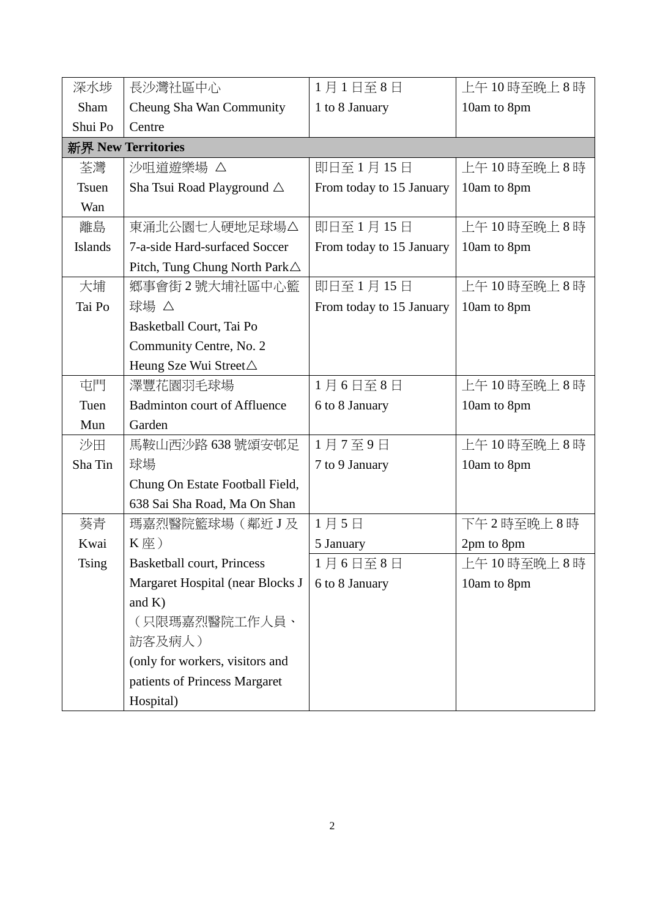| | | | |
|---|---|---|---|
| 深水埗 Sham Shui Po | 長沙灣社區中心 Cheung Sha Wan Community Centre | 1 月 1 日至 8 日 1 to 8 January | 上午 10 時至晚上 8 時 10am to 8pm |
| **新界 New Territories** | | | |
| 荃灣 Tsuen Wan | 沙咀道遊樂場 △ Sha Tsui Road Playground △ | 即日至 1 月 15 日 From today to 15 January | 上午 10 時至晚上 8 時 10am to 8pm |
| 離島 Islands | 東涌北公園七人硬地足球場△ 7-a-side Hard-surfaced Soccer Pitch, Tung Chung North Park△ | 即日至 1 月 15 日 From today to 15 January | 上午 10 時至晚上 8 時 10am to 8pm |
| 大埔 Tai Po | 鄉事會街 2 號大埔社區中心籃球場 △ Basketball Court, Tai Po Community Centre, No. 2 Heung Sze Wui Street△ | 即日至 1 月 15 日 From today to 15 January | 上午 10 時至晚上 8 時 10am to 8pm |
| 屯門 Tuen Mun | 澤豐花園羽毛球場 Badminton court of Affluence Garden | 1 月 6 日至 8 日 6 to 8 January | 上午 10 時至晚上 8 時 10am to 8pm |
| 沙田 Sha Tin | 馬鞍山西沙路 638 號頌安邨足球場 Chung On Estate Football Field, 638 Sai Sha Road, Ma On Shan | 1 月 7 至 9 日 7 to 9 January | 上午 10 時至晚上 8 時 10am to 8pm |
| 葵青 Kwai Tsing | 瑪嘉烈醫院籃球場（鄰近 J 及 K 座） Basketball court, Princess Margaret Hospital (near Blocks J and K) （只限瑪嘉烈醫院工作人員、訪客及病人） (only for workers, visitors and patients of Princess Margaret Hospital) | 1 月 5 日 5 January | 下午 2 時至晚上 8 時 2pm to 8pm |
| | | 1 月 6 日至 8 日 6 to 8 January | 上午 10 時至晚上 8 時 10am to 8pm |